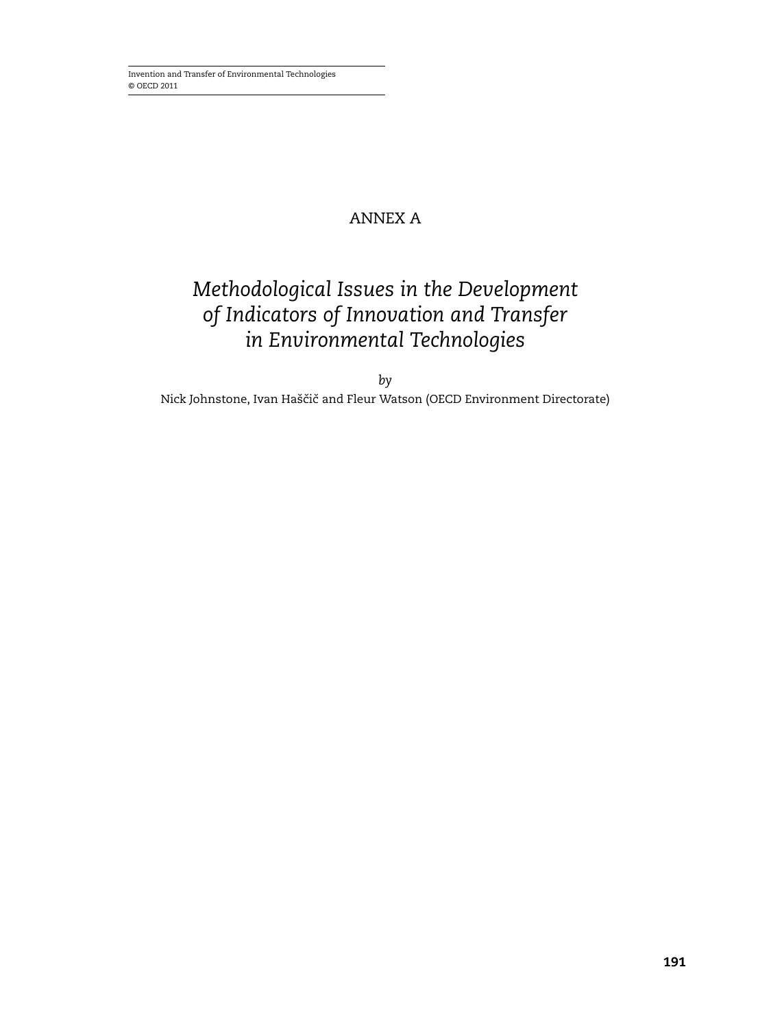# ANNEX A

## *Methodological Issues in the Development of Indicators of Innovation and Transfer in Environmental Technologies*

*by*

Nick Johnstone, Ivan Haščič and Fleur Watson (OECD Environment Directorate)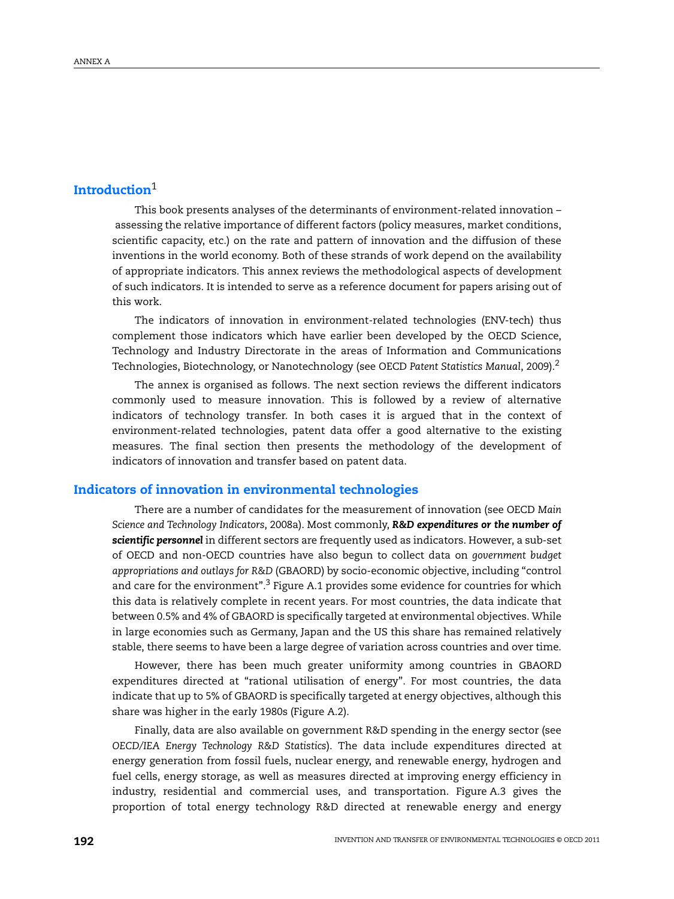## Introduction[1]

This book presents analyses of the determinants of environment-related innovation – assessing the relative importance of different factors (policy measures, market conditions, scientific capacity, etc.) on the rate and pattern of innovation and the diffusion of these inventions in the world economy. Both of these strands of work depend on the availability of appropriate indicators. This annex reviews the methodological aspects of development of such indicators. It is intended to serve as a reference document for papers arising out of this work.

The indicators of innovation in environment-related technologies (ENV-tech) thus complement those indicators which have earlier been developed by the OECD Science, Technology and Industry Directorate in the areas of Information and Communications Technologies, Biotechnology, or Nanotechnology (see OECD *Patent Statistics Manual*, 2009).[2]

The annex is organised as follows. The next section reviews the different indicators commonly used to measure innovation. This is followed by a review of alternative indicators of technology transfer. In both cases it is argued that in the context of environment-related technologies, patent data offer a good alternative to the existing measures. The final section then presents the methodology of the development of indicators of innovation and transfer based on patent data.

## Indicators of innovation in environmental technologies

There are a number of candidates for the measurement of innovation (see OECD *Main Science and Technology Indicators*, 2008a). Most commonly, ***R&D expenditures or the number of scientific personnel*** in different sectors are frequently used as indicators. However, a sub-set of OECD and non-OECD countries have also begun to collect data on *government budget appropriations and outlays for R&D* (GBAORD) by socio-economic objective, including "control and care for the environment".[3] Figure A.1 provides some evidence for countries for which this data is relatively complete in recent years. For most countries, the data indicate that between 0.5% and 4% of GBAORD is specifically targeted at environmental objectives. While in large economies such as Germany, Japan and the US this share has remained relatively stable, there seems to have been a large degree of variation across countries and over time.

However, there has been much greater uniformity among countries in GBAORD expenditures directed at "rational utilisation of energy". For most countries, the data indicate that up to 5% of GBAORD is specifically targeted at energy objectives, although this share was higher in the early 1980s (Figure A.2).

Finally, data are also available on government R&D spending in the energy sector (see *OECD/IEA Energy Technology R&D Statistics*). The data include expenditures directed at energy generation from fossil fuels, nuclear energy, and renewable energy, hydrogen and fuel cells, energy storage, as well as measures directed at improving energy efficiency in industry, residential and commercial uses, and transportation. Figure A.3 gives the proportion of total energy technology R&D directed at renewable energy and energy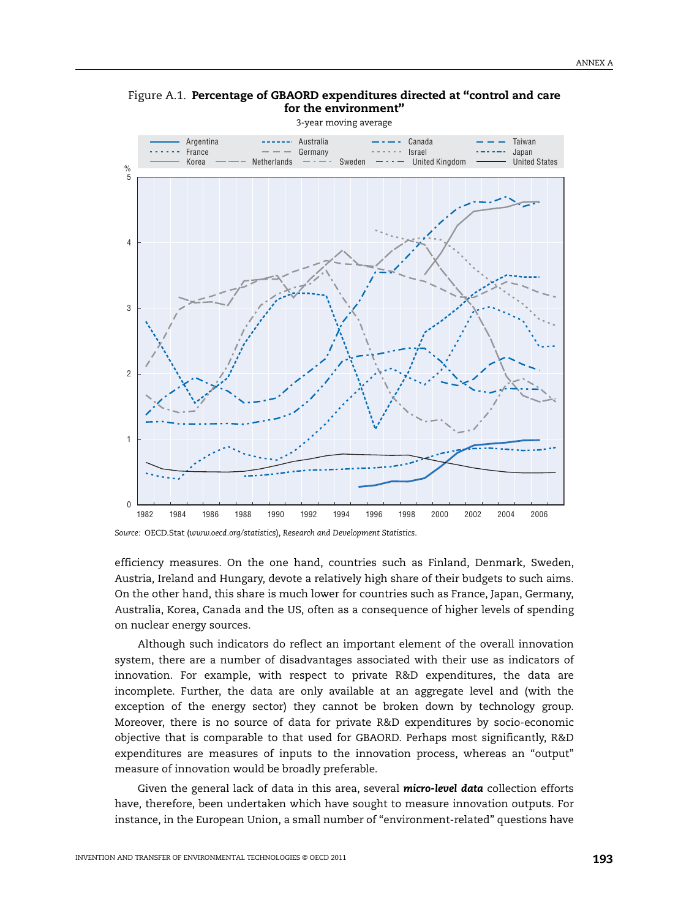Figure A.1. **Percentage of GBAORD expenditures directed at "control and care for the environment"**

3-year moving average

Source: OECD.Stat (*www.oecd.org/statistics*), *Research and Development Statistics*.

efficiency measures. On the one hand, countries such as Finland, Denmark, Sweden, Austria, Ireland and Hungary, devote a relatively high share of their budgets to such aims. On the other hand, this share is much lower for countries such as France, Japan, Germany, Australia, Korea, Canada and the US, often as a consequence of higher levels of spending on nuclear energy sources.

Although such indicators do reflect an important element of the overall innovation system, there are a number of disadvantages associated with their use as indicators of innovation. For example, with respect to private R&D expenditures, the data are incomplete. Further, the data are only available at an aggregate level and (with the exception of the energy sector) they cannot be broken down by technology group. Moreover, there is no source of data for private R&D expenditures by socio-economic objective that is comparable to that used for GBAORD. Perhaps most significantly, R&D expenditures are measures of inputs to the innovation process, whereas an "output" measure of innovation would be broadly preferable.

Given the general lack of data in this area, several ***micro-level data*** collection efforts have, therefore, been undertaken which have sought to measure innovation outputs. For instance, in the European Union, a small number of "environment-related" questions have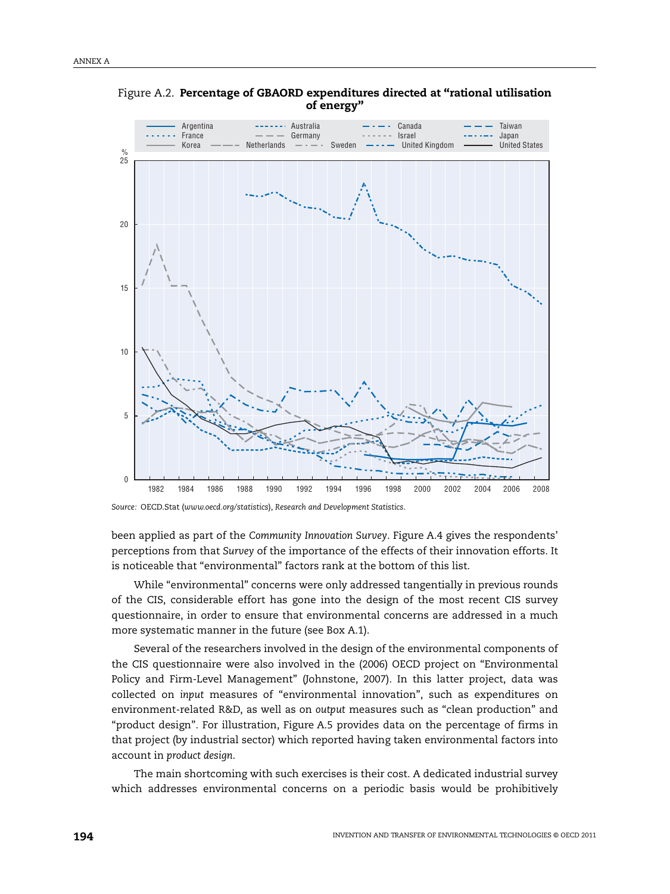Figure A.2. **Percentage of GBAORD expenditures directed at "rational utilisation of energy"**

Source: OECD.Stat (*www.oecd.org/statistics*), *Research and Development Statistics*.

been applied as part of the *Community Innovation Survey*. Figure A.4 gives the respondents' perceptions from that *Survey* of the importance of the effects of their innovation efforts. It is noticeable that "environmental" factors rank at the bottom of this list.

While "environmental" concerns were only addressed tangentially in previous rounds of the CIS, considerable effort has gone into the design of the most recent CIS survey questionnaire, in order to ensure that environmental concerns are addressed in a much more systematic manner in the future (see Box A.1).

Several of the researchers involved in the design of the environmental components of the CIS questionnaire were also involved in the (2006) OECD project on "Environmental Policy and Firm-Level Management" (Johnstone, 2007). In this latter project, data was collected on *input* measures of "environmental innovation", such as expenditures on environment-related R&D, as well as on *output* measures such as "clean production" and "product design". For illustration, Figure A.5 provides data on the percentage of firms in that project (by industrial sector) which reported having taken environmental factors into account in *product design*.

The main shortcoming with such exercises is their cost. A dedicated industrial survey which addresses environmental concerns on a periodic basis would be prohibitively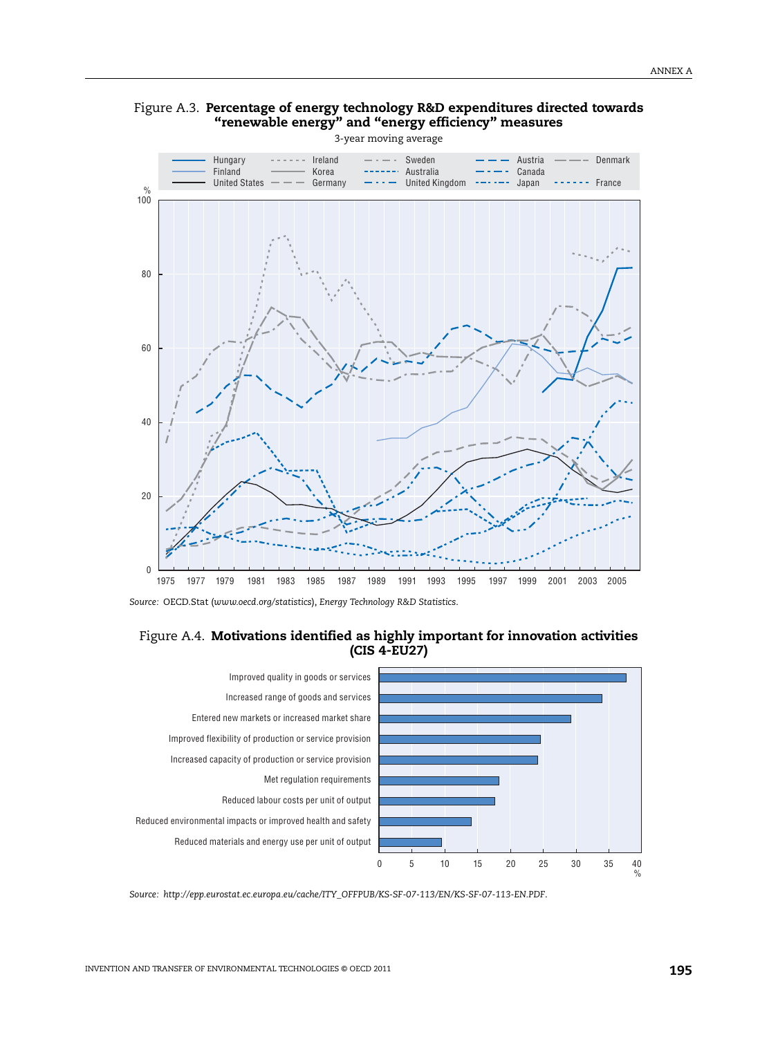Figure A.3. **Percentage of energy technology R&D expenditures directed towards "renewable energy" and "energy efficiency" measures**

3-year moving average

*Source:* OECD.Stat (*www.oecd.org/statistics*), *Energy Technology R&D Statistics*.

Figure A.4. **Motivations identified as highly important for innovation activities (CIS 4-EU27)**

*Source:* *http://epp.eurostat.ec.europa.eu/cache/ITY_OFFPUB/KS-SF-07-113/EN/KS-SF-07-113-EN.PDF*.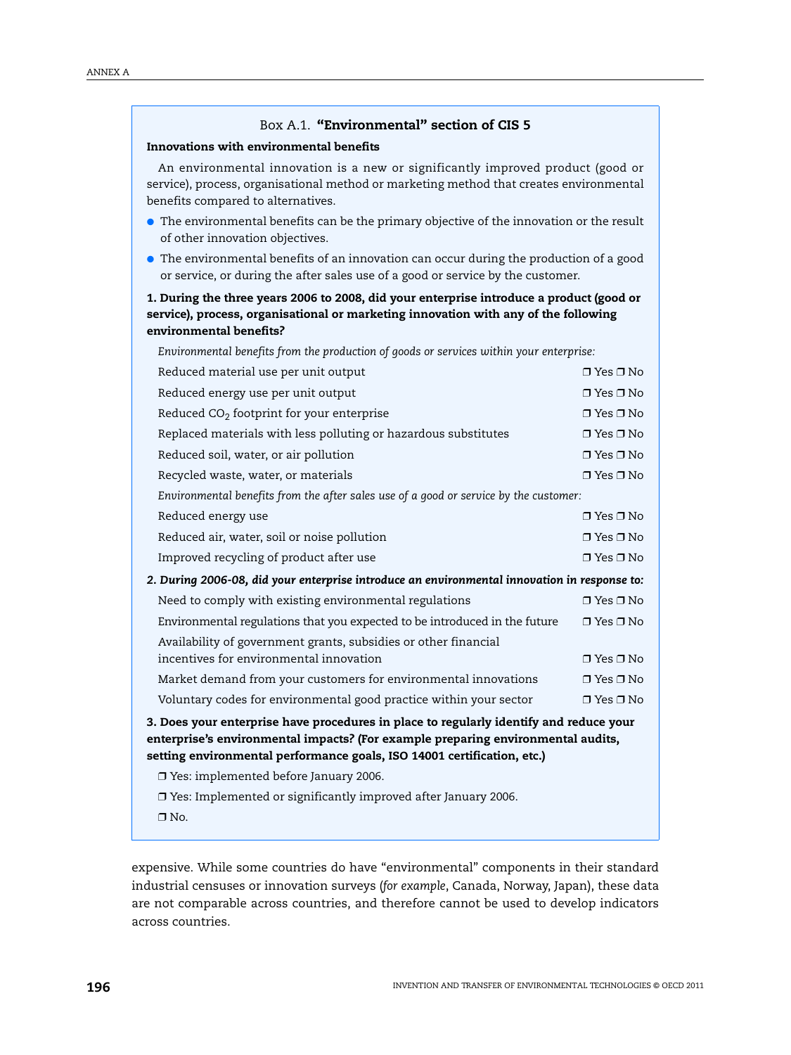### Box A.1. **"Environmental" section of CIS 5**

**Innovations with environmental benefits**

An environmental innovation is a new or significantly improved product (good or service), process, organisational method or marketing method that creates environmental benefits compared to alternatives.

- The environmental benefits can be the primary objective of the innovation or the result of other innovation objectives.
- The environmental benefits of an innovation can occur during the production of a good or service, or during the after sales use of a good or service by the customer.

**1. During the three years 2006 to 2008, did your enterprise introduce a product (good or service), process, organisational or marketing innovation with any of the following environmental benefits?**

*Environmental benefits from the production of goods or services within your enterprise:*

| | |
|---|---|
| Reduced material use per unit output | ❐ Yes ❐ No |
| Reduced energy use per unit output | ❐ Yes ❐ No |
| Reduced $CO_2$ footprint for your enterprise | ❐ Yes ❐ No |
| Replaced materials with less polluting or hazardous substitutes | ❐ Yes ❐ No |
| Reduced soil, water, or air pollution | ❐ Yes ❐ No |
| Recycled waste, water, or materials | ❐ Yes ❐ No |

*Environmental benefits from the after sales use of a good or service by the customer:*

| | |
|---|---|
| Reduced energy use | ❐ Yes ❐ No |
| Reduced air, water, soil or noise pollution | ❐ Yes ❐ No |
| Improved recycling of product after use | ❐ Yes ❐ No |

***2. During 2006-08, did your enterprise introduce an environmental innovation in response to:***

| | |
|---|---|
| Need to comply with existing environmental regulations | ❐ Yes ❐ No |
| Environmental regulations that you expected to be introduced in the future | ❐ Yes ❐ No |
| Availability of government grants, subsidies or other financial incentives for environmental innovation | ❐ Yes ❐ No |
| Market demand from your customers for environmental innovations | ❐ Yes ❐ No |
| Voluntary codes for environmental good practice within your sector | ❐ Yes ❐ No |

**3. Does your enterprise have procedures in place to regularly identify and reduce your enterprise's environmental impacts? (For example preparing environmental audits, setting environmental performance goals, ISO 14001 certification, etc.)**

❐ Yes: implemented before January 2006.

❐ Yes: Implemented or significantly improved after January 2006.

❐ No.

expensive. While some countries do have "environmental" components in their standard industrial censuses or innovation surveys (*for example*, Canada, Norway, Japan), these data are not comparable across countries, and therefore cannot be used to develop indicators across countries.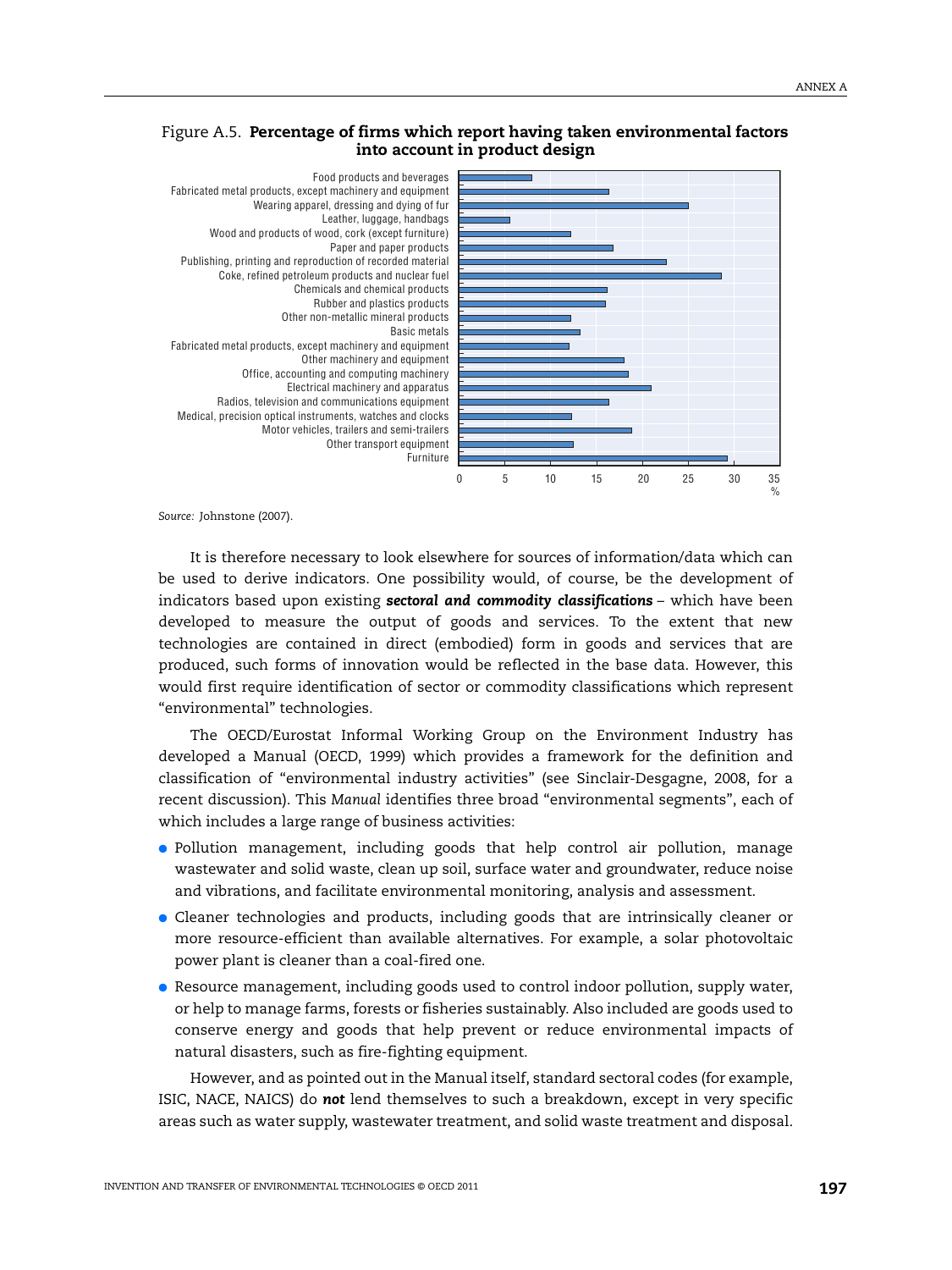Figure A.5. **Percentage of firms which report having taken environmental factors into account in product design**

Food products and beverages
Fabricated metal products, except machinery and equipment
Wearing apparel, dressing and dying of fur
Leather, luggage, handbags
Wood and products of wood, cork (except furniture)
Paper and paper products
Publishing, printing and reproduction of recorded material
Coke, refined petroleum products and nuclear fuel
Chemicals and chemical products
Rubber and plastics products
Other non-metallic mineral products
Basic metals
Fabricated metal products, except machinery and equipment
Other machinery and equipment
Office, accounting and computing machinery
Electrical machinery and apparatus
Radios, television and communications equipment
Medical, precision optical instruments, watches and clocks
Motor vehicles, trailers and semi-trailers
Other transport equipment
Furniture

0 5 10 15 20 25 30 35
%

*Source:* Johnstone (2007).

It is therefore necessary to look elsewhere for sources of information/data which can be used to derive indicators. One possibility would, of course, be the development of indicators based upon existing ***sectoral and commodity classifications*** – which have been developed to measure the output of goods and services. To the extent that new technologies are contained in direct (embodied) form in goods and services that are produced, such forms of innovation would be reflected in the base data. However, this would first require identification of sector or commodity classifications which represent "environmental" technologies.

The OECD/Eurostat Informal Working Group on the Environment Industry has developed a Manual (OECD, 1999) which provides a framework for the definition and classification of "environmental industry activities" (see Sinclair-Desgagne, 2008, for a recent discussion). This *Manual* identifies three broad "environmental segments", each of which includes a large range of business activities:

- Pollution management, including goods that help control air pollution, manage wastewater and solid waste, clean up soil, surface water and groundwater, reduce noise and vibrations, and facilitate environmental monitoring, analysis and assessment.
- Cleaner technologies and products, including goods that are intrinsically cleaner or more resource-efficient than available alternatives. For example, a solar photovoltaic power plant is cleaner than a coal-fired one.
- Resource management, including goods used to control indoor pollution, supply water, or help to manage farms, forests or fisheries sustainably. Also included are goods used to conserve energy and goods that help prevent or reduce environmental impacts of natural disasters, such as fire-fighting equipment.

However, and as pointed out in the Manual itself, standard sectoral codes (for example, ISIC, NACE, NAICS) do ***not*** lend themselves to such a breakdown, except in very specific areas such as water supply, wastewater treatment, and solid waste treatment and disposal.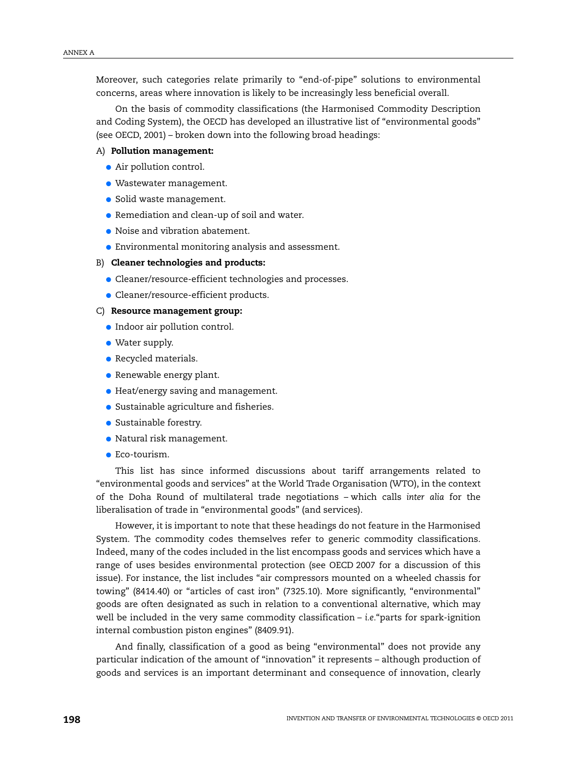Moreover, such categories relate primarily to “end-of-pipe” solutions to environmental concerns, areas where innovation is likely to be increasingly less beneficial overall.

On the basis of commodity classifications (the Harmonised Commodity Description and Coding System), the OECD has developed an illustrative list of “environmental goods” (see OECD, 2001) – broken down into the following broad headings:

A) **Pollution management:**

- Air pollution control.
- Wastewater management.
- Solid waste management.
- Remediation and clean-up of soil and water.
- Noise and vibration abatement.
- Environmental monitoring analysis and assessment.

B) **Cleaner technologies and products:**

- Cleaner/resource-efficient technologies and processes.
- Cleaner/resource-efficient products.

C) **Resource management group:**

- Indoor air pollution control.
- Water supply.
- Recycled materials.
- Renewable energy plant.
- Heat/energy saving and management.
- Sustainable agriculture and fisheries.
- Sustainable forestry.
- Natural risk management.
- Eco-tourism.

This list has since informed discussions about tariff arrangements related to “environmental goods and services” at the World Trade Organisation (WTO), in the context of the Doha Round of multilateral trade negotiations – which calls *inter alia* for the liberalisation of trade in “environmental goods” (and services).

However, it is important to note that these headings do not feature in the Harmonised System. The commodity codes themselves refer to generic commodity classifications. Indeed, many of the codes included in the list encompass goods and services which have a range of uses besides environmental protection (see OECD 2007 for a discussion of this issue). For instance, the list includes “air compressors mounted on a wheeled chassis for towing” (8414.40) or “articles of cast iron” (7325.10). More significantly, “environmental” goods are often designated as such in relation to a conventional alternative, which may well be included in the very same commodity classification – *i.e.*“parts for spark-ignition internal combustion piston engines” (8409.91).

And finally, classification of a good as being “environmental” does not provide any particular indication of the amount of “innovation” it represents – although production of goods and services is an important determinant and consequence of innovation, clearly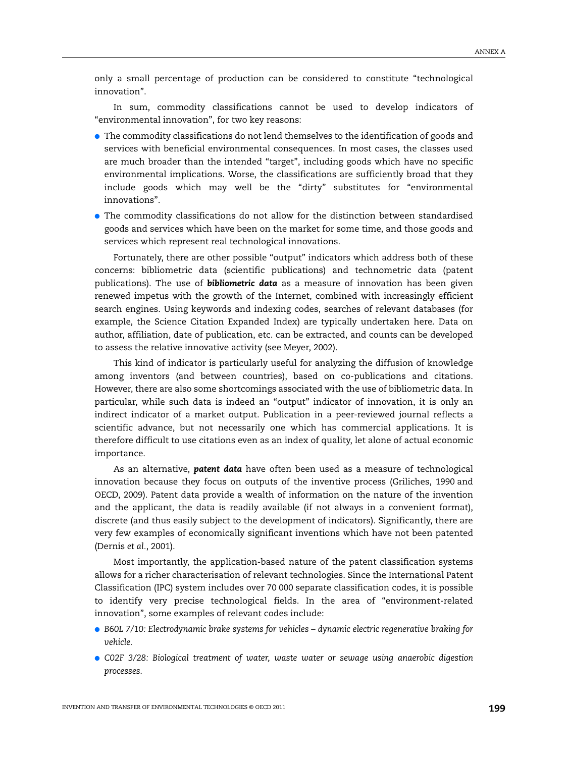only a small percentage of production can be considered to constitute "technological innovation".

In sum, commodity classifications cannot be used to develop indicators of "environmental innovation", for two key reasons:

- The commodity classifications do not lend themselves to the identification of goods and services with beneficial environmental consequences. In most cases, the classes used are much broader than the intended "target", including goods which have no specific environmental implications. Worse, the classifications are sufficiently broad that they include goods which may well be the "dirty" substitutes for "environmental innovations".
- The commodity classifications do not allow for the distinction between standardised goods and services which have been on the market for some time, and those goods and services which represent real technological innovations.

Fortunately, there are other possible "output" indicators which address both of these concerns: bibliometric data (scientific publications) and technometric data (patent publications). The use of ***bibliometric data*** as a measure of innovation has been given renewed impetus with the growth of the Internet, combined with increasingly efficient search engines. Using keywords and indexing codes, searches of relevant databases (for example, the Science Citation Expanded Index) are typically undertaken here. Data on author, affiliation, date of publication, etc. can be extracted, and counts can be developed to assess the relative innovative activity (see Meyer, 2002).

This kind of indicator is particularly useful for analyzing the diffusion of knowledge among inventors (and between countries), based on co-publications and citations. However, there are also some shortcomings associated with the use of bibliometric data. In particular, while such data is indeed an "output" indicator of innovation, it is only an indirect indicator of a market output. Publication in a peer-reviewed journal reflects a scientific advance, but not necessarily one which has commercial applications. It is therefore difficult to use citations even as an index of quality, let alone of actual economic importance.

As an alternative, ***patent data*** have often been used as a measure of technological innovation because they focus on outputs of the inventive process (Griliches, 1990 and OECD, 2009). Patent data provide a wealth of information on the nature of the invention and the applicant, the data is readily available (if not always in a convenient format), discrete (and thus easily subject to the development of indicators). Significantly, there are very few examples of economically significant inventions which have not been patented (Dernis *et al.*, 2001).

Most importantly, the application-based nature of the patent classification systems allows for a richer characterisation of relevant technologies. Since the International Patent Classification (IPC) system includes over 70 000 separate classification codes, it is possible to identify very precise technological fields. In the area of "environment-related innovation", some examples of relevant codes include:

- *B60L 7/10: Electrodynamic brake systems for vehicles – dynamic electric regenerative braking for vehicle.*
- *C02F 3/28: Biological treatment of water, waste water or sewage using anaerobic digestion processes.*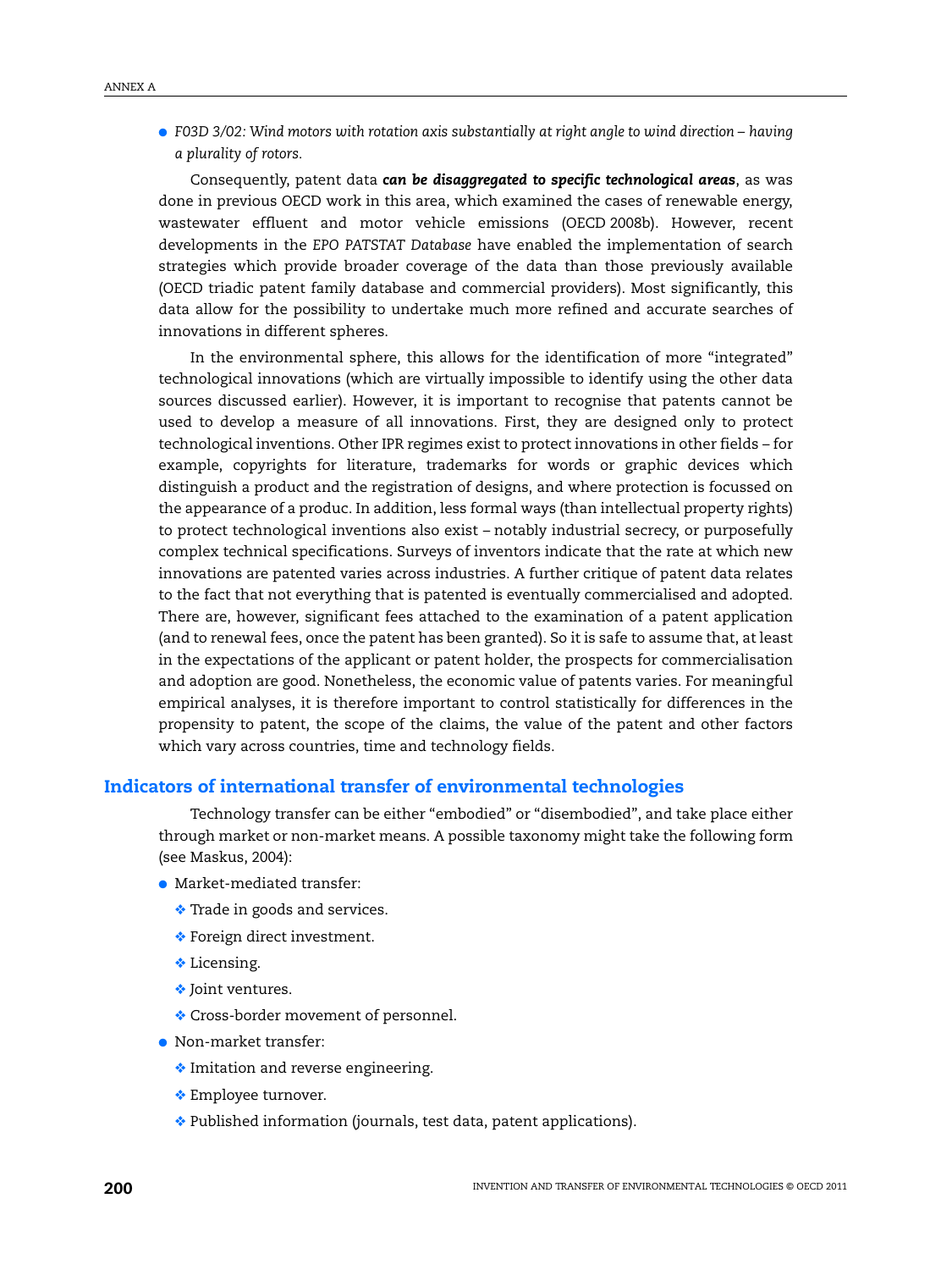- *F03D 3/02: Wind motors with rotation axis substantially at right angle to wind direction – having a plurality of rotors.*

Consequently, patent data ***can be disaggregated to specific technological areas***, as was done in previous OECD work in this area, which examined the cases of renewable energy, wastewater effluent and motor vehicle emissions (OECD 2008b). However, recent developments in the *EPO PATSTAT Database* have enabled the implementation of search strategies which provide broader coverage of the data than those previously available (OECD triadic patent family database and commercial providers). Most significantly, this data allow for the possibility to undertake much more refined and accurate searches of innovations in different spheres.

In the environmental sphere, this allows for the identification of more "integrated" technological innovations (which are virtually impossible to identify using the other data sources discussed earlier). However, it is important to recognise that patents cannot be used to develop a measure of all innovations. First, they are designed only to protect technological inventions. Other IPR regimes exist to protect innovations in other fields – for example, copyrights for literature, trademarks for words or graphic devices which distinguish a product and the registration of designs, and where protection is focussed on the appearance of a produc. In addition, less formal ways (than intellectual property rights) to protect technological inventions also exist – notably industrial secrecy, or purposefully complex technical specifications. Surveys of inventors indicate that the rate at which new innovations are patented varies across industries. A further critique of patent data relates to the fact that not everything that is patented is eventually commercialised and adopted. There are, however, significant fees attached to the examination of a patent application (and to renewal fees, once the patent has been granted). So it is safe to assume that, at least in the expectations of the applicant or patent holder, the prospects for commercialisation and adoption are good. Nonetheless, the economic value of patents varies. For meaningful empirical analyses, it is therefore important to control statistically for differences in the propensity to patent, the scope of the claims, the value of the patent and other factors which vary across countries, time and technology fields.

## Indicators of international transfer of environmental technologies

Technology transfer can be either "embodied" or "disembodied", and take place either through market or non-market means. A possible taxonomy might take the following form (see Maskus, 2004):

- Market-mediated transfer:
  - Trade in goods and services.
  - Foreign direct investment.
  - Licensing.
  - Joint ventures.
  - Cross-border movement of personnel.
- Non-market transfer:
  - Imitation and reverse engineering.
  - Employee turnover.
  - Published information (journals, test data, patent applications).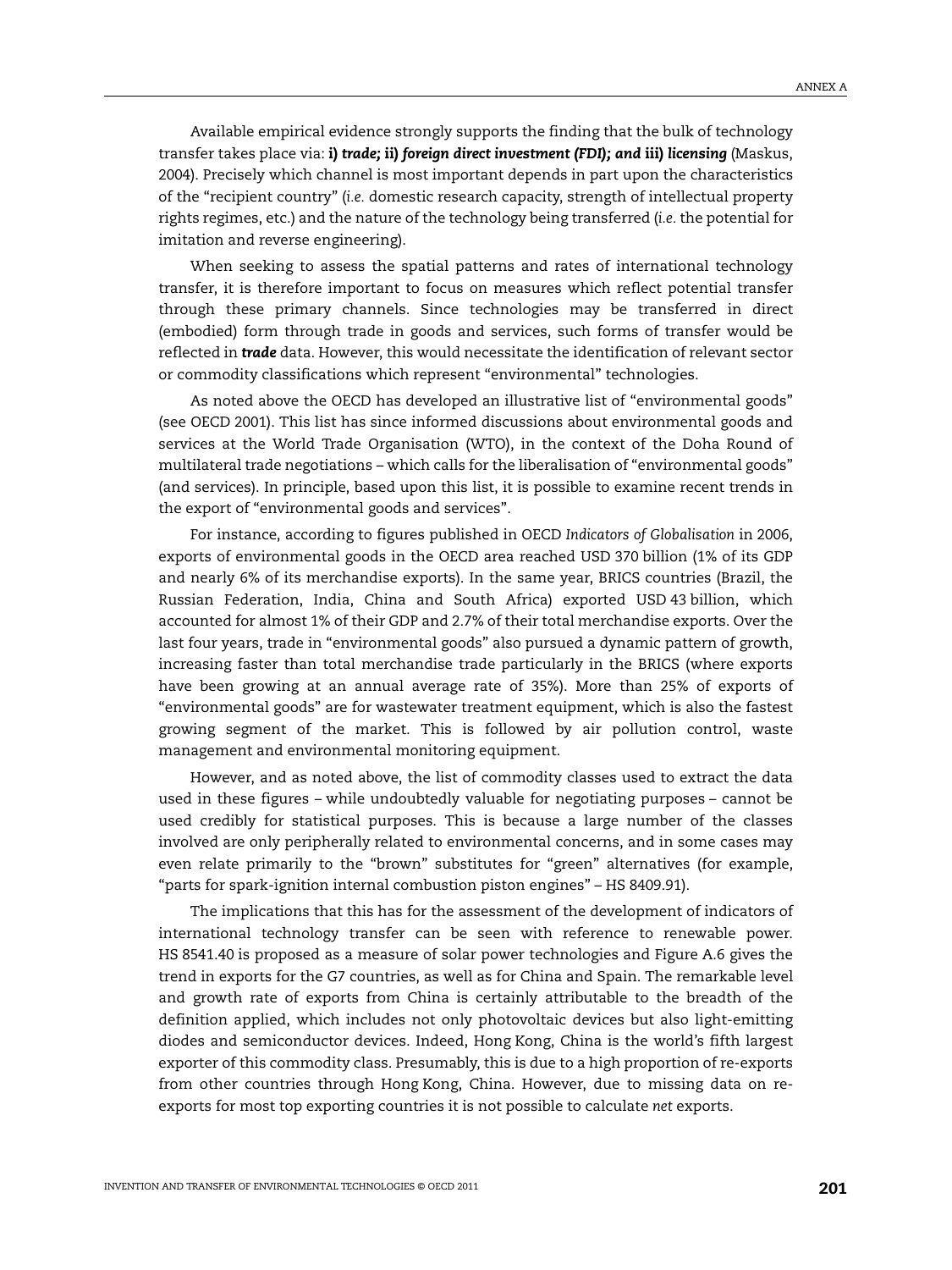Available empirical evidence strongly supports the finding that the bulk of technology transfer takes place via: **i)** ***trade;*** **ii)** ***foreign direct investment (FDI); and*** **iii)** ***licensing*** (Maskus, 2004). Precisely which channel is most important depends in part upon the characteristics of the "recipient country" (*i.e.* domestic research capacity, strength of intellectual property rights regimes, etc.) and the nature of the technology being transferred (*i.e.* the potential for imitation and reverse engineering).

When seeking to assess the spatial patterns and rates of international technology transfer, it is therefore important to focus on measures which reflect potential transfer through these primary channels. Since technologies may be transferred in direct (embodied) form through trade in goods and services, such forms of transfer would be reflected in ***trade*** data. However, this would necessitate the identification of relevant sector or commodity classifications which represent "environmental" technologies.

As noted above the OECD has developed an illustrative list of "environmental goods" (see OECD 2001). This list has since informed discussions about environmental goods and services at the World Trade Organisation (WTO), in the context of the Doha Round of multilateral trade negotiations – which calls for the liberalisation of "environmental goods" (and services). In principle, based upon this list, it is possible to examine recent trends in the export of "environmental goods and services".

For instance, according to figures published in OECD *Indicators of Globalisation* in 2006, exports of environmental goods in the OECD area reached USD 370 billion (1% of its GDP and nearly 6% of its merchandise exports). In the same year, BRICS countries (Brazil, the Russian Federation, India, China and South Africa) exported USD 43 billion, which accounted for almost 1% of their GDP and 2.7% of their total merchandise exports. Over the last four years, trade in "environmental goods" also pursued a dynamic pattern of growth, increasing faster than total merchandise trade particularly in the BRICS (where exports have been growing at an annual average rate of 35%). More than 25% of exports of "environmental goods" are for wastewater treatment equipment, which is also the fastest growing segment of the market. This is followed by air pollution control, waste management and environmental monitoring equipment.

However, and as noted above, the list of commodity classes used to extract the data used in these figures – while undoubtedly valuable for negotiating purposes – cannot be used credibly for statistical purposes. This is because a large number of the classes involved are only peripherally related to environmental concerns, and in some cases may even relate primarily to the "brown" substitutes for "green" alternatives (for example, "parts for spark-ignition internal combustion piston engines" – HS 8409.91).

The implications that this has for the assessment of the development of indicators of international technology transfer can be seen with reference to renewable power. HS 8541.40 is proposed as a measure of solar power technologies and Figure A.6 gives the trend in exports for the G7 countries, as well as for China and Spain. The remarkable level and growth rate of exports from China is certainly attributable to the breadth of the definition applied, which includes not only photovoltaic devices but also light-emitting diodes and semiconductor devices. Indeed, Hong Kong, China is the world's fifth largest exporter of this commodity class. Presumably, this is due to a high proportion of re-exports from other countries through Hong Kong, China. However, due to missing data on re-exports for most top exporting countries it is not possible to calculate *net* exports.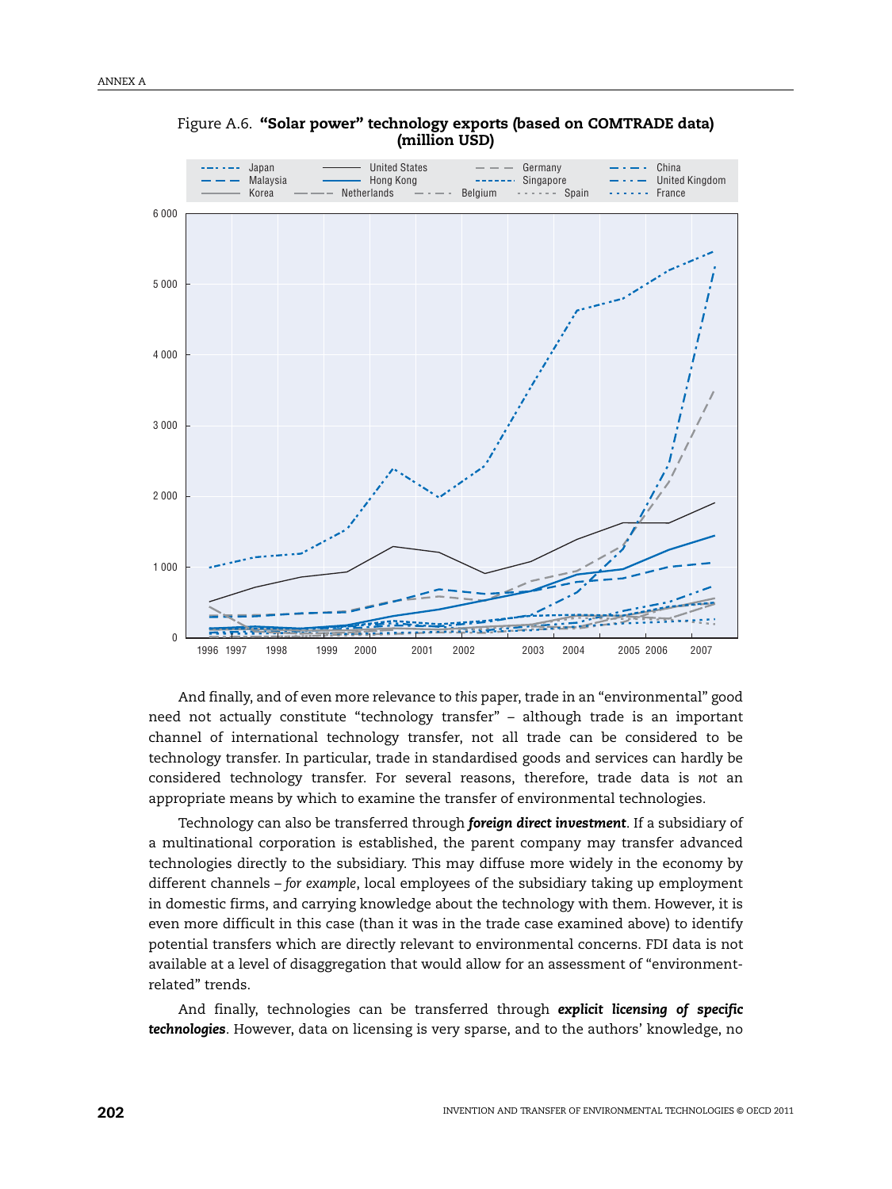Figure A.6. **"Solar power" technology exports (based on COMTRADE data) (million USD)**

And finally, and of even more relevance to *this* paper, trade in an "environmental" good need not actually constitute "technology transfer" – although trade is an important channel of international technology transfer, not all trade can be considered to be technology transfer. In particular, trade in standardised goods and services can hardly be considered technology transfer. For several reasons, therefore, trade data is *not* an appropriate means by which to examine the transfer of environmental technologies.

Technology can also be transferred through ***foreign direct investment***. If a subsidiary of a multinational corporation is established, the parent company may transfer advanced technologies directly to the subsidiary. This may diffuse more widely in the economy by different channels – *for example*, local employees of the subsidiary taking up employment in domestic firms, and carrying knowledge about the technology with them. However, it is even more difficult in this case (than it was in the trade case examined above) to identify potential transfers which are directly relevant to environmental concerns. FDI data is not available at a level of disaggregation that would allow for an assessment of "environment-related" trends.

And finally, technologies can be transferred through ***explicit licensing of specific technologies***. However, data on licensing is very sparse, and to the authors' knowledge, no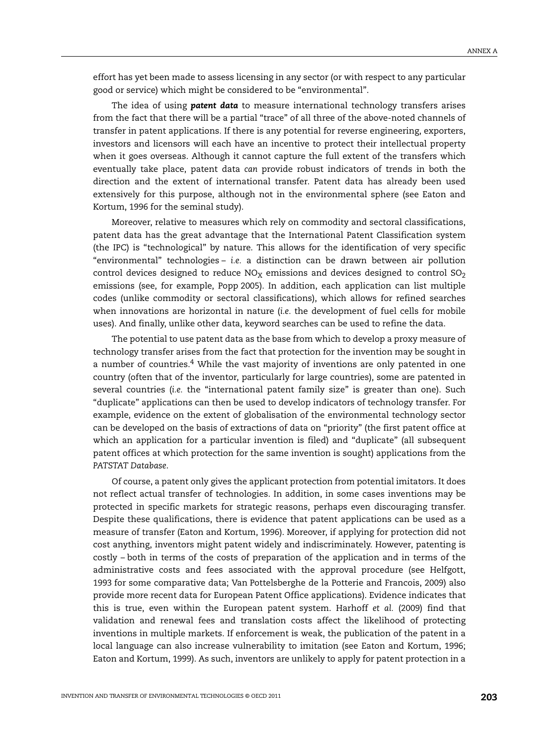effort has yet been made to assess licensing in any sector (or with respect to any particular good or service) which might be considered to be "environmental".

The idea of using ***patent data*** to measure international technology transfers arises from the fact that there will be a partial "trace" of all three of the above-noted channels of transfer in patent applications. If there is any potential for reverse engineering, exporters, investors and licensors will each have an incentive to protect their intellectual property when it goes overseas. Although it cannot capture the full extent of the transfers which eventually take place, patent data *can* provide robust indicators of trends in both the direction and the extent of international transfer. Patent data has already been used extensively for this purpose, although not in the environmental sphere (see Eaton and Kortum, 1996 for the seminal study).

Moreover, relative to measures which rely on commodity and sectoral classifications, patent data has the great advantage that the International Patent Classification system (the IPC) is "technological" by nature. This allows for the identification of very specific "environmental" technologies – *i.e.* a distinction can be drawn between air pollution control devices designed to reduce $NO_X$ emissions and devices designed to control $SO_2$ emissions (see, for example, Popp 2005). In addition, each application can list multiple codes (unlike commodity or sectoral classifications), which allows for refined searches when innovations are horizontal in nature (*i.e.* the development of fuel cells for mobile uses). And finally, unlike other data, keyword searches can be used to refine the data.

The potential to use patent data as the base from which to develop a proxy measure of technology transfer arises from the fact that protection for the invention may be sought in a number of countries.[4] While the vast majority of inventions are only patented in one country (often that of the inventor, particularly for large countries), some are patented in several countries (*i.e.* the "international patent family size" is greater than one). Such "duplicate" applications can then be used to develop indicators of technology transfer. For example, evidence on the extent of globalisation of the environmental technology sector can be developed on the basis of extractions of data on "priority" (the first patent office at which an application for a particular invention is filed) and "duplicate" (all subsequent patent offices at which protection for the same invention is sought) applications from the *PATSTAT Database*.

Of course, a patent only gives the applicant protection from potential imitators. It does not reflect actual transfer of technologies. In addition, in some cases inventions may be protected in specific markets for strategic reasons, perhaps even discouraging transfer. Despite these qualifications, there is evidence that patent applications can be used as a measure of transfer (Eaton and Kortum, 1996). Moreover, if applying for protection did not cost anything, inventors might patent widely and indiscriminately. However, patenting is costly – both in terms of the costs of preparation of the application and in terms of the administrative costs and fees associated with the approval procedure (see Helfgott, 1993 for some comparative data; Van Pottelsberghe de la Potterie and Francois, 2009) also provide more recent data for European Patent Office applications). Evidence indicates that this is true, even within the European patent system. Harhoff *et al.* (2009) find that validation and renewal fees and translation costs affect the likelihood of protecting inventions in multiple markets. If enforcement is weak, the publication of the patent in a local language can also increase vulnerability to imitation (see Eaton and Kortum, 1996; Eaton and Kortum, 1999). As such, inventors are unlikely to apply for patent protection in a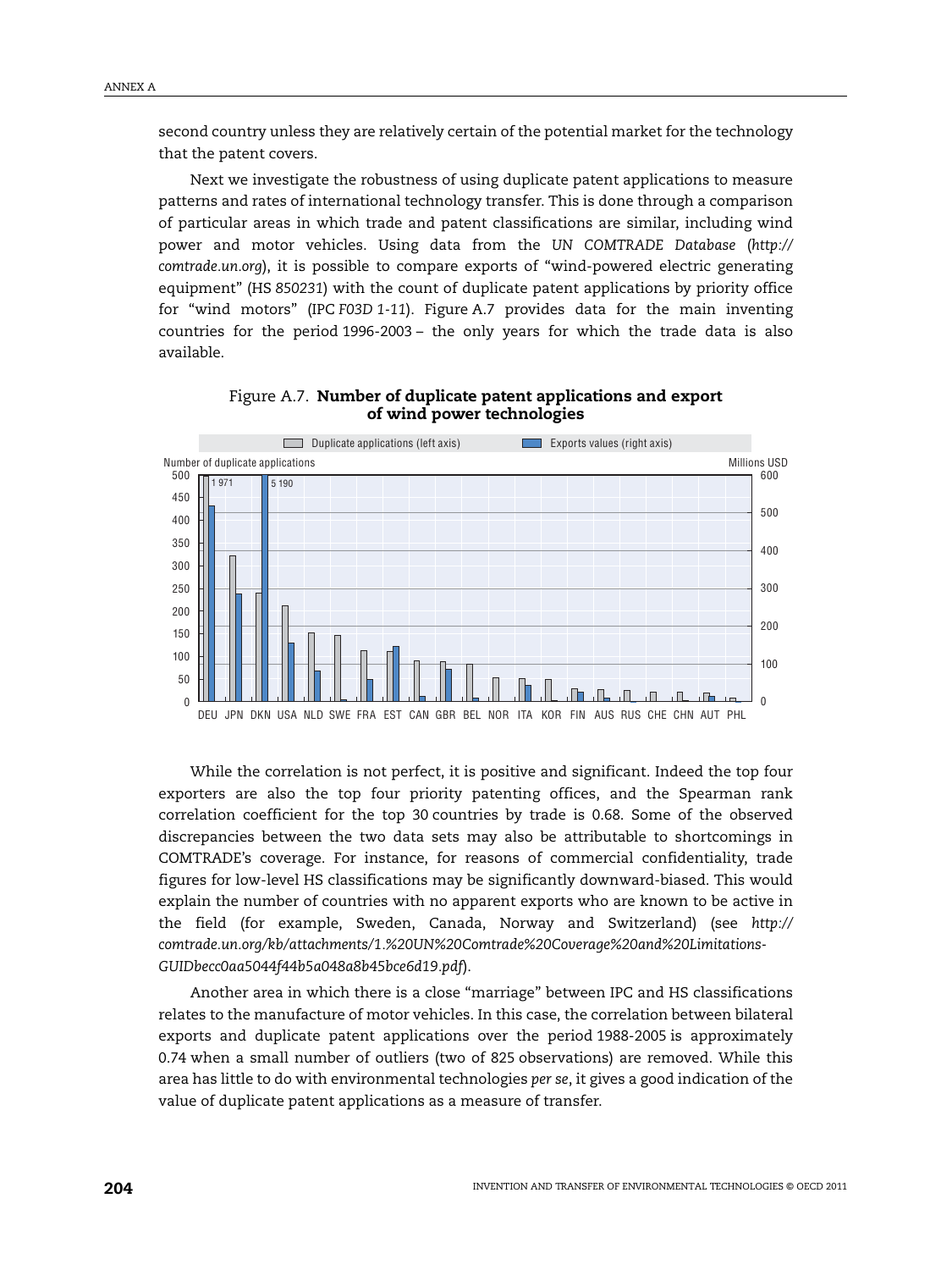second country unless they are relatively certain of the potential market for the technology that the patent covers.

Next we investigate the robustness of using duplicate patent applications to measure patterns and rates of international technology transfer. This is done through a comparison of particular areas in which trade and patent classifications are similar, including wind power and motor vehicles. Using data from the *UN COMTRADE Database* (*http://comtrade.un.org*), it is possible to compare exports of "wind-powered electric generating equipment" (HS *850231*) with the count of duplicate patent applications by priority office for "wind motors" (IPC *F03D 1-11*). Figure A.7 provides data for the main inventing countries for the period 1996-2003 – the only years for which the trade data is also available.

Figure A.7. **Number of duplicate patent applications and export of wind power technologies**

While the correlation is not perfect, it is positive and significant. Indeed the top four exporters are also the top four priority patenting offices, and the Spearman rank correlation coefficient for the top 30 countries by trade is 0.68. Some of the observed discrepancies between the two data sets may also be attributable to shortcomings in COMTRADE's coverage. For instance, for reasons of commercial confidentiality, trade figures for low-level HS classifications may be significantly downward-biased. This would explain the number of countries with no apparent exports who are known to be active in the field (for example, Sweden, Canada, Norway and Switzerland) (see *http://comtrade.un.org/kb/attachments/1.%20UN%20Comtrade%20Coverage%20and%20Limitations-GUIDbecc0aa5044f44b5a048a8b45bce6d19.pdf*).

Another area in which there is a close "marriage" between IPC and HS classifications relates to the manufacture of motor vehicles. In this case, the correlation between bilateral exports and duplicate patent applications over the period 1988-2005 is approximately 0.74 when a small number of outliers (two of 825 observations) are removed. While this area has little to do with environmental technologies *per se*, it gives a good indication of the value of duplicate patent applications as a measure of transfer.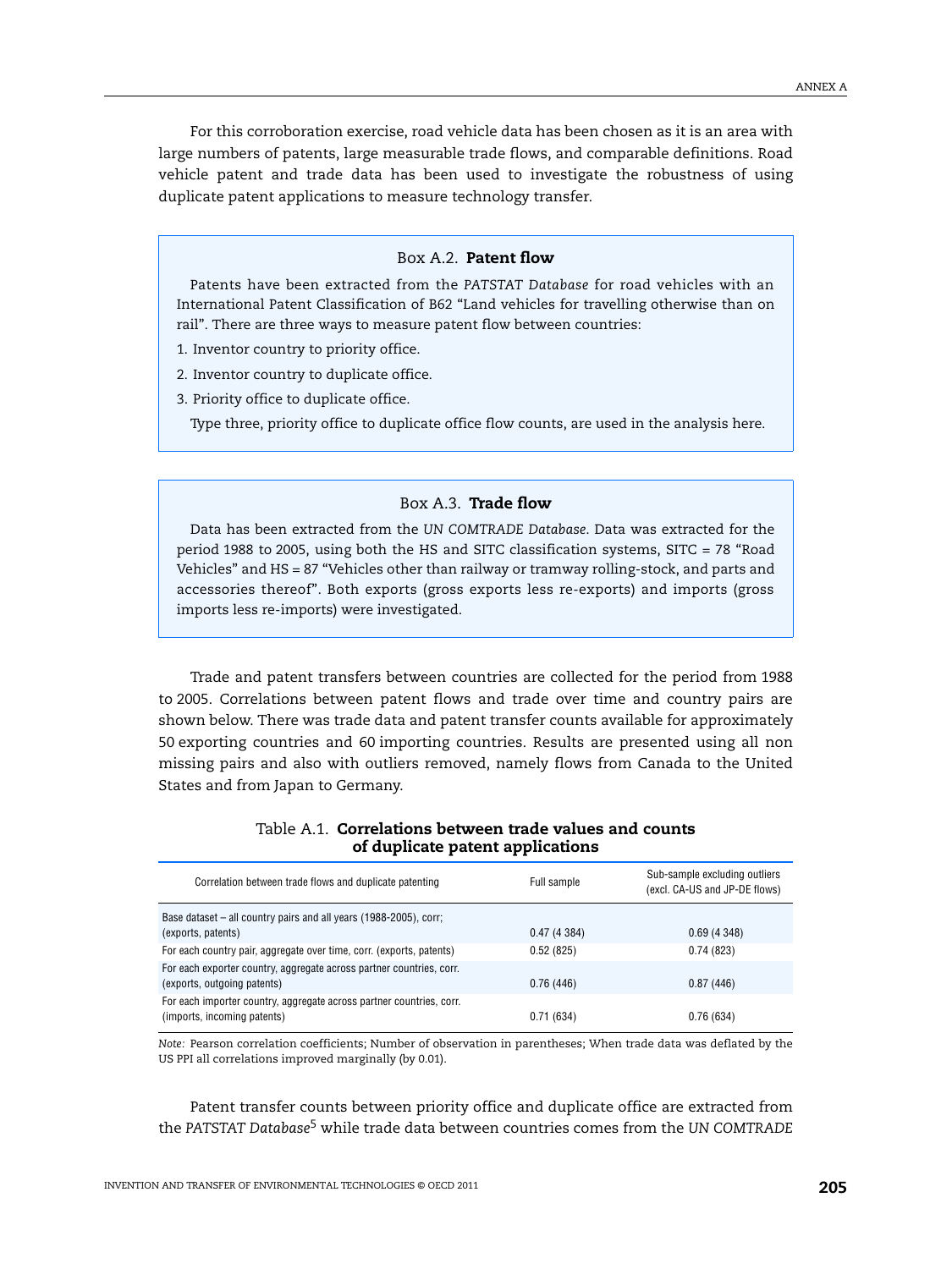For this corroboration exercise, road vehicle data has been chosen as it is an area with large numbers of patents, large measurable trade flows, and comparable definitions. Road vehicle patent and trade data has been used to investigate the robustness of using duplicate patent applications to measure technology transfer.

> **Box A.2. Patent flow**
>
> Patents have been extracted from the *PATSTAT Database* for road vehicles with an International Patent Classification of B62 "Land vehicles for travelling otherwise than on rail". There are three ways to measure patent flow between countries:
>
> 1. Inventor country to priority office.
> 2. Inventor country to duplicate office.
> 3. Priority office to duplicate office.
>
> Type three, priority office to duplicate office flow counts, are used in the analysis here.

> **Box A.3. Trade flow**
>
> Data has been extracted from the *UN COMTRADE Database*. Data was extracted for the period 1988 to 2005, using both the HS and SITC classification systems, SITC = 78 "Road Vehicles" and HS = 87 "Vehicles other than railway or tramway rolling-stock, and parts and accessories thereof". Both exports (gross exports less re-exports) and imports (gross imports less re-imports) were investigated.

Trade and patent transfers between countries are collected for the period from 1988 to 2005. Correlations between patent flows and trade over time and country pairs are shown below. There was trade data and patent transfer counts available for approximately 50 exporting countries and 60 importing countries. Results are presented using all non missing pairs and also with outliers removed, namely flows from Canada to the United States and from Japan to Germany.

**Table A.1. Correlations between trade values and counts of duplicate patent applications**

| Correlation between trade flows and duplicate patenting | Full sample | Sub-sample excluding outliers (excl. CA-US and JP-DE flows) |
|---|---|---|
| Base dataset – all country pairs and all years (1988-2005), corr; (exports, patents) | 0.47 (4 384) | 0.69 (4 348) |
| For each country pair, aggregate over time, corr. (exports, patents) | 0.52 (825) | 0.74 (823) |
| For each exporter country, aggregate across partner countries, corr. (exports, outgoing patents) | 0.76 (446) | 0.87 (446) |
| For each importer country, aggregate across partner countries, corr. (imports, incoming patents) | 0.71 (634) | 0.76 (634) |

*Note:* Pearson correlation coefficients; Number of observation in parentheses; When trade data was deflated by the US PPI all correlations improved marginally (by 0.01).

Patent transfer counts between priority office and duplicate office are extracted from the *PATSTAT Database*[5] while trade data between countries comes from the *UN COMTRADE*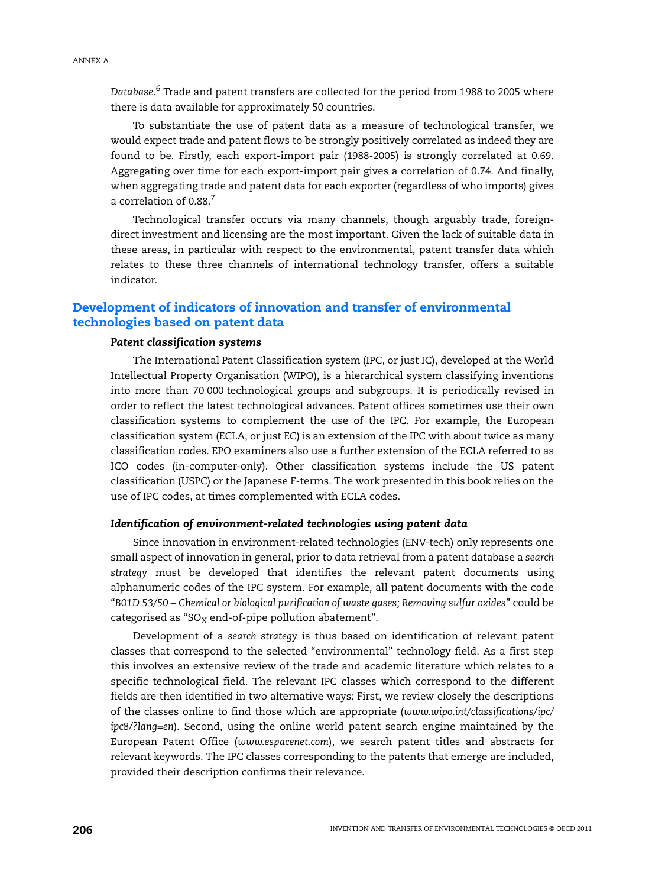*Database*.[6] Trade and patent transfers are collected for the period from 1988 to 2005 where there is data available for approximately 50 countries.

To substantiate the use of patent data as a measure of technological transfer, we would expect trade and patent flows to be strongly positively correlated as indeed they are found to be. Firstly, each export-import pair (1988-2005) is strongly correlated at 0.69. Aggregating over time for each export-import pair gives a correlation of 0.74. And finally, when aggregating trade and patent data for each exporter (regardless of who imports) gives a correlation of 0.88.[7]

Technological transfer occurs via many channels, though arguably trade, foreign-direct investment and licensing are the most important. Given the lack of suitable data in these areas, in particular with respect to the environmental, patent transfer data which relates to these three channels of international technology transfer, offers a suitable indicator.

## Development of indicators of innovation and transfer of environmental technologies based on patent data

### *Patent classification systems*

The International Patent Classification system (IPC, or just IC), developed at the World Intellectual Property Organisation (WIPO), is a hierarchical system classifying inventions into more than 70 000 technological groups and subgroups. It is periodically revised in order to reflect the latest technological advances. Patent offices sometimes use their own classification systems to complement the use of the IPC. For example, the European classification system (ECLA, or just EC) is an extension of the IPC with about twice as many classification codes. EPO examiners also use a further extension of the ECLA referred to as ICO codes (in-computer-only). Other classification systems include the US patent classification (USPC) or the Japanese F-terms. The work presented in this book relies on the use of IPC codes, at times complemented with ECLA codes.

### *Identification of environment-related technologies using patent data*

Since innovation in environment-related technologies (ENV-tech) only represents one small aspect of innovation in general, prior to data retrieval from a patent database a *search strategy* must be developed that identifies the relevant patent documents using alphanumeric codes of the IPC system. For example, all patent documents with the code "*B01D 53/50 – Chemical or biological purification of waste gases; Removing sulfur oxides*" could be categorised as "$SO_X$ end-of-pipe pollution abatement".

Development of a *search strategy* is thus based on identification of relevant patent classes that correspond to the selected "environmental" technology field. As a first step this involves an extensive review of the trade and academic literature which relates to a specific technological field. The relevant IPC classes which correspond to the different fields are then identified in two alternative ways: First, we review closely the descriptions of the classes online to find those which are appropriate (*www.wipo.int/classifications/ipc/ipc8/?lang=en*). Second, using the online world patent search engine maintained by the European Patent Office (*www.espacenet.com*), we search patent titles and abstracts for relevant keywords. The IPC classes corresponding to the patents that emerge are included, provided their description confirms their relevance.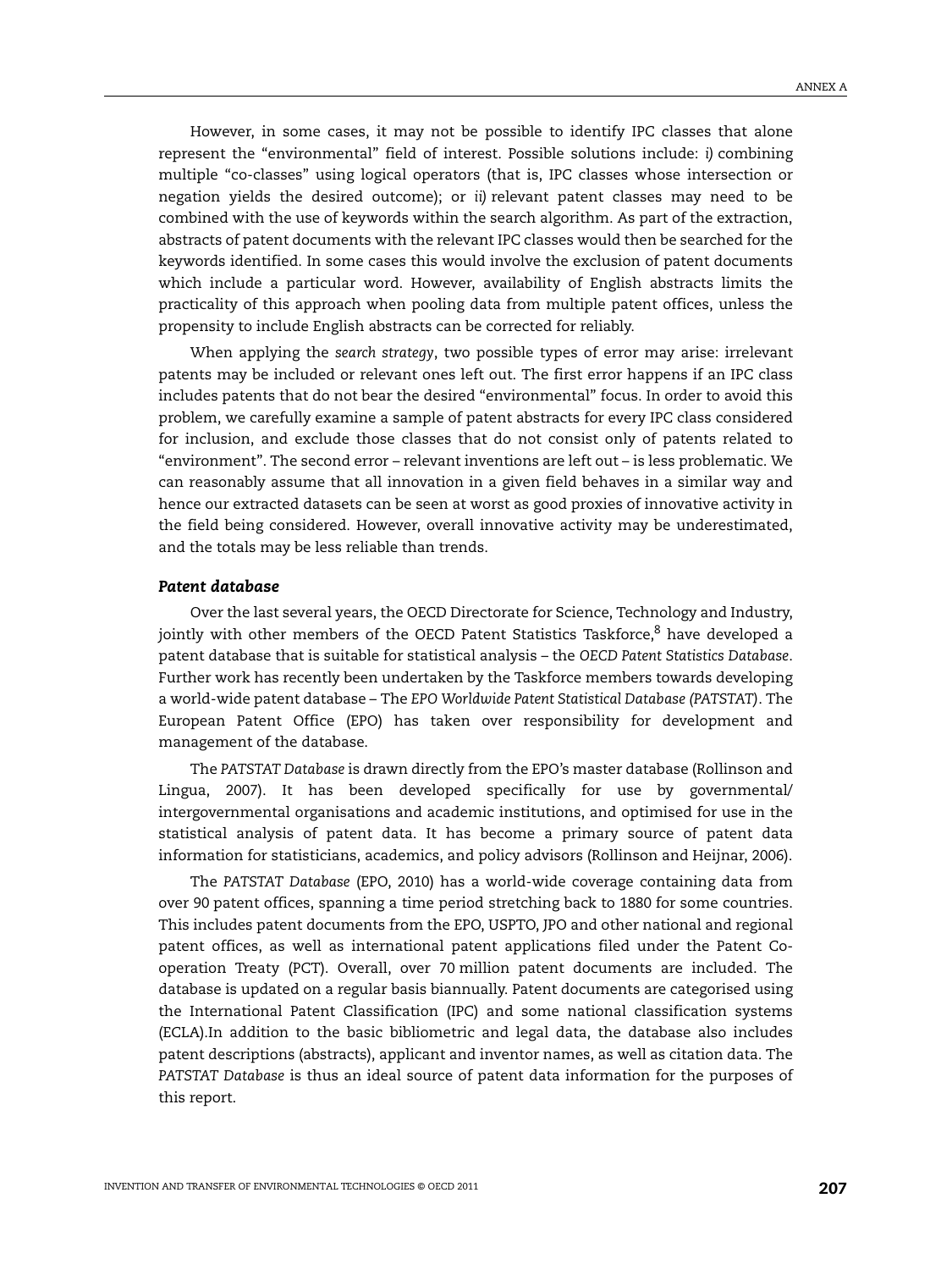However, in some cases, it may not be possible to identify IPC classes that alone represent the "environmental" field of interest. Possible solutions include: *i)* combining multiple "co-classes" using logical operators (that is, IPC classes whose intersection or negation yields the desired outcome); or *ii)* relevant patent classes may need to be combined with the use of keywords within the search algorithm. As part of the extraction, abstracts of patent documents with the relevant IPC classes would then be searched for the keywords identified. In some cases this would involve the exclusion of patent documents which include a particular word. However, availability of English abstracts limits the practicality of this approach when pooling data from multiple patent offices, unless the propensity to include English abstracts can be corrected for reliably.

When applying the *search strategy*, two possible types of error may arise: irrelevant patents may be included or relevant ones left out. The first error happens if an IPC class includes patents that do not bear the desired "environmental" focus. In order to avoid this problem, we carefully examine a sample of patent abstracts for every IPC class considered for inclusion, and exclude those classes that do not consist only of patents related to "environment". The second error – relevant inventions are left out – is less problematic. We can reasonably assume that all innovation in a given field behaves in a similar way and hence our extracted datasets can be seen at worst as good proxies of innovative activity in the field being considered. However, overall innovative activity may be underestimated, and the totals may be less reliable than trends.

***Patent database***

Over the last several years, the OECD Directorate for Science, Technology and Industry, jointly with other members of the OECD Patent Statistics Taskforce,[8] have developed a patent database that is suitable for statistical analysis – the *OECD Patent Statistics Database*. Further work has recently been undertaken by the Taskforce members towards developing a world-wide patent database – The *EPO Worldwide Patent Statistical Database (PATSTAT)*. The European Patent Office (EPO) has taken over responsibility for development and management of the database.

The *PATSTAT Database* is drawn directly from the EPO's master database (Rollinson and Lingua, 2007). It has been developed specifically for use by governmental/intergovernmental organisations and academic institutions, and optimised for use in the statistical analysis of patent data. It has become a primary source of patent data information for statisticians, academics, and policy advisors (Rollinson and Heijnar, 2006).

The *PATSTAT Database* (EPO, 2010) has a world-wide coverage containing data from over 90 patent offices, spanning a time period stretching back to 1880 for some countries. This includes patent documents from the EPO, USPTO, JPO and other national and regional patent offices, as well as international patent applications filed under the Patent Co-operation Treaty (PCT). Overall, over 70 million patent documents are included. The database is updated on a regular basis biannually. Patent documents are categorised using the International Patent Classification (IPC) and some national classification systems (ECLA).In addition to the basic bibliometric and legal data, the database also includes patent descriptions (abstracts), applicant and inventor names, as well as citation data. The *PATSTAT Database* is thus an ideal source of patent data information for the purposes of this report.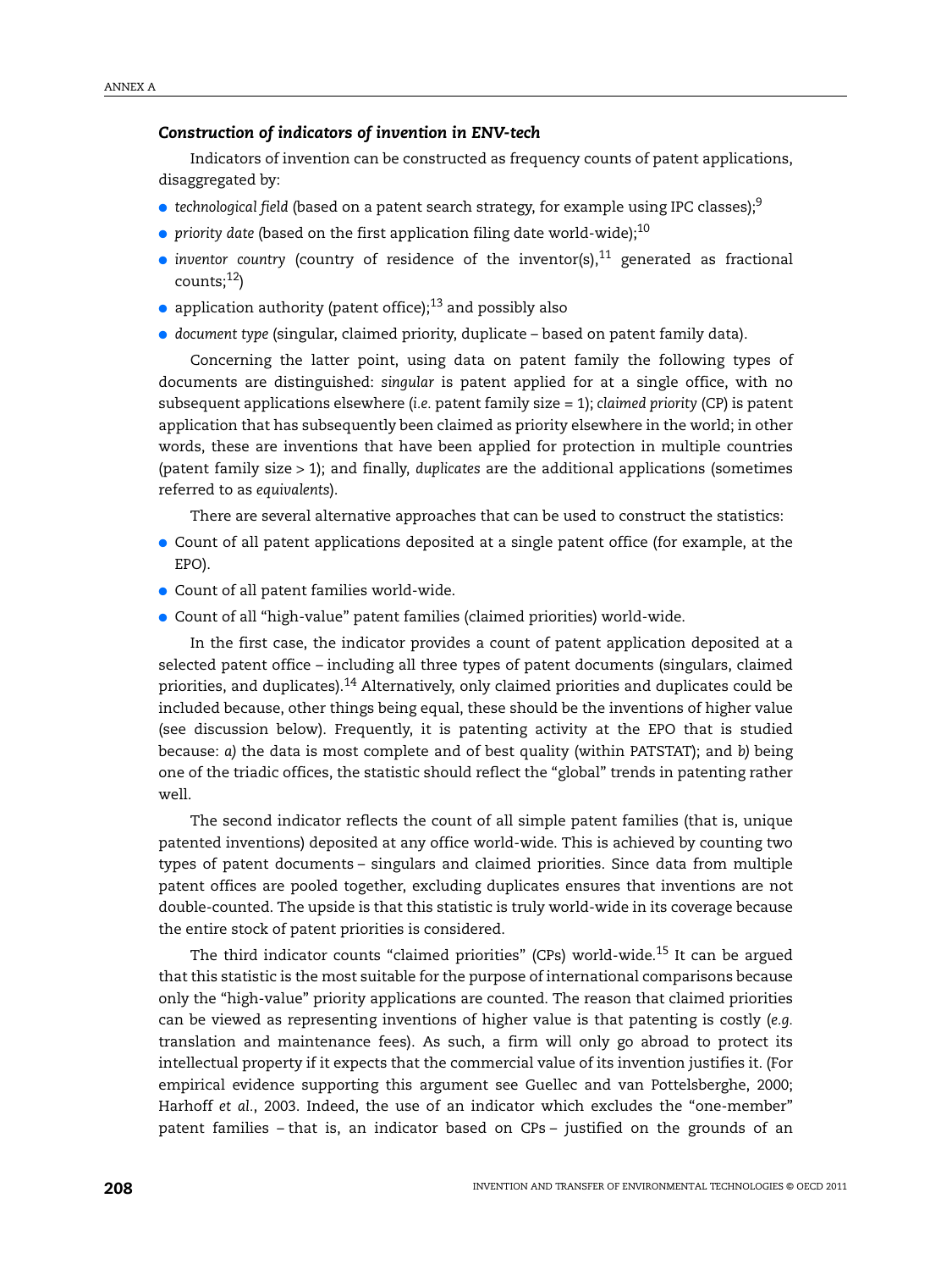### *Construction of indicators of invention in ENV-tech*

Indicators of invention can be constructed as frequency counts of patent applications, disaggregated by:

- *technological field* (based on a patent search strategy, for example using IPC classes);[9]
- *priority date* (based on the first application filing date world-wide);[10]
- *inventor country* (country of residence of the inventor(s),[11] generated as fractional counts;[12])
- application authority (patent office);[13] and possibly also
- *document type* (singular, claimed priority, duplicate – based on patent family data).

Concerning the latter point, using data on patent family the following types of documents are distinguished: *singular* is patent applied for at a single office, with no subsequent applications elsewhere (*i.e.* patent family size = 1); *claimed priority* (CP) is patent application that has subsequently been claimed as priority elsewhere in the world; in other words, these are inventions that have been applied for protection in multiple countries (patent family size > 1); and finally, *duplicates* are the additional applications (sometimes referred to as *equivalents*).

There are several alternative approaches that can be used to construct the statistics:

- Count of all patent applications deposited at a single patent office (for example, at the EPO).
- Count of all patent families world-wide.
- Count of all "high-value" patent families (claimed priorities) world-wide.

In the first case, the indicator provides a count of patent application deposited at a selected patent office – including all three types of patent documents (singulars, claimed priorities, and duplicates).[14] Alternatively, only claimed priorities and duplicates could be included because, other things being equal, these should be the inventions of higher value (see discussion below). Frequently, it is patenting activity at the EPO that is studied because: *a)* the data is most complete and of best quality (within PATSTAT); and *b)* being one of the triadic offices, the statistic should reflect the "global" trends in patenting rather well.

The second indicator reflects the count of all simple patent families (that is, unique patented inventions) deposited at any office world-wide. This is achieved by counting two types of patent documents – singulars and claimed priorities. Since data from multiple patent offices are pooled together, excluding duplicates ensures that inventions are not double-counted. The upside is that this statistic is truly world-wide in its coverage because the entire stock of patent priorities is considered.

The third indicator counts "claimed priorities" (CPs) world-wide.[15] It can be argued that this statistic is the most suitable for the purpose of international comparisons because only the "high-value" priority applications are counted. The reason that claimed priorities can be viewed as representing inventions of higher value is that patenting is costly (*e.g.* translation and maintenance fees). As such, a firm will only go abroad to protect its intellectual property if it expects that the commercial value of its invention justifies it. (For empirical evidence supporting this argument see Guellec and van Pottelsberghe, 2000; Harhoff *et al.*, 2003. Indeed, the use of an indicator which excludes the "one-member" patent families – that is, an indicator based on CPs – justified on the grounds of an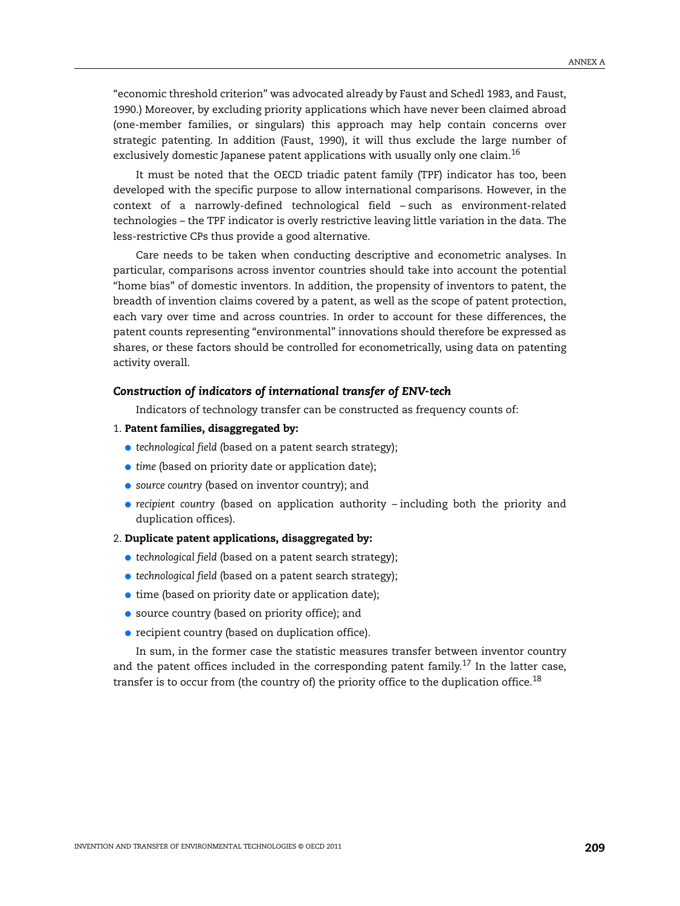"economic threshold criterion" was advocated already by Faust and Schedl 1983, and Faust, 1990.) Moreover, by excluding priority applications which have never been claimed abroad (one-member families, or singulars) this approach may help contain concerns over strategic patenting. In addition (Faust, 1990), it will thus exclude the large number of exclusively domestic Japanese patent applications with usually only one claim.[16]

It must be noted that the OECD triadic patent family (TPF) indicator has too, been developed with the specific purpose to allow international comparisons. However, in the context of a narrowly-defined technological field – such as environment-related technologies – the TPF indicator is overly restrictive leaving little variation in the data. The less-restrictive CPs thus provide a good alternative.

Care needs to be taken when conducting descriptive and econometric analyses. In particular, comparisons across inventor countries should take into account the potential "home bias" of domestic inventors. In addition, the propensity of inventors to patent, the breadth of invention claims covered by a patent, as well as the scope of patent protection, each vary over time and across countries. In order to account for these differences, the patent counts representing "environmental" innovations should therefore be expressed as shares, or these factors should be controlled for econometrically, using data on patenting activity overall.

#### *Construction of indicators of international transfer of ENV-tech*

Indicators of technology transfer can be constructed as frequency counts of:

1. **Patent families, disaggregated by:**
   - *technological field* (based on a patent search strategy);
   - *time* (based on priority date or application date);
   - *source country* (based on inventor country); and
   - *recipient country* (based on application authority – including both the priority and duplication offices).
2. **Duplicate patent applications, disaggregated by:**
   - *technological field* (based on a patent search strategy);
   - *technological field* (based on a patent search strategy);
   - time (based on priority date or application date);
   - source country (based on priority office); and
   - recipient country (based on duplication office).

In sum, in the former case the statistic measures transfer between inventor country and the patent offices included in the corresponding patent family.[17] In the latter case, transfer is to occur from (the country of) the priority office to the duplication office.[18]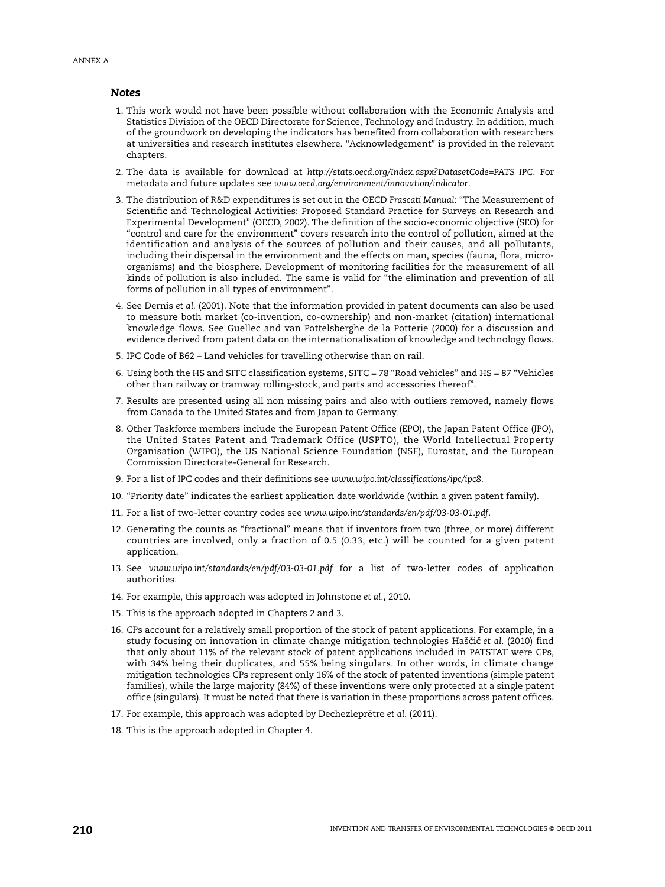### *Notes*

1. This work would not have been possible without collaboration with the Economic Analysis and Statistics Division of the OECD Directorate for Science, Technology and Industry. In addition, much of the groundwork on developing the indicators has benefited from collaboration with researchers at universities and research institutes elsewhere. "Acknowledgement" is provided in the relevant chapters.
2. The data is available for download at *http://stats.oecd.org/Index.aspx?DatasetCode=PATS_IPC*. For metadata and future updates see *www.oecd.org/environment/innovation/indicator*.
3. The distribution of R&D expenditures is set out in the OECD *Frascati Manual*: "The Measurement of Scientific and Technological Activities: Proposed Standard Practice for Surveys on Research and Experimental Development" (OECD, 2002). The definition of the socio-economic objective (SEO) for "control and care for the environment" covers research into the control of pollution, aimed at the identification and analysis of the sources of pollution and their causes, and all pollutants, including their dispersal in the environment and the effects on man, species (fauna, flora, micro-organisms) and the biosphere. Development of monitoring facilities for the measurement of all kinds of pollution is also included. The same is valid for "the elimination and prevention of all forms of pollution in all types of environment".
4. See Dernis *et al.* (2001). Note that the information provided in patent documents can also be used to measure both market (co-invention, co-ownership) and non-market (citation) international knowledge flows. See Guellec and van Pottelsberghe de la Potterie (2000) for a discussion and evidence derived from patent data on the internationalisation of knowledge and technology flows.
5. IPC Code of B62 – Land vehicles for travelling otherwise than on rail.
6. Using both the HS and SITC classification systems, SITC = 78 "Road vehicles" and HS = 87 "Vehicles other than railway or tramway rolling-stock, and parts and accessories thereof".
7. Results are presented using all non missing pairs and also with outliers removed, namely flows from Canada to the United States and from Japan to Germany.
8. Other Taskforce members include the European Patent Office (EPO), the Japan Patent Office (JPO), the United States Patent and Trademark Office (USPTO), the World Intellectual Property Organisation (WIPO), the US National Science Foundation (NSF), Eurostat, and the European Commission Directorate-General for Research.
9. For a list of IPC codes and their definitions see *www.wipo.int/classifications/ipc/ipc8*.
10. "Priority date" indicates the earliest application date worldwide (within a given patent family).
11. For a list of two-letter country codes see *www.wipo.int/standards/en/pdf/03-03-01.pdf*.
12. Generating the counts as "fractional" means that if inventors from two (three, or more) different countries are involved, only a fraction of 0.5 (0.33, etc.) will be counted for a given patent application.
13. See *www.wipo.int/standards/en/pdf/03-03-01.pdf* for a list of two-letter codes of application authorities.
14. For example, this approach was adopted in Johnstone *et al.*, 2010.
15. This is the approach adopted in Chapters 2 and 3.
16. CPs account for a relatively small proportion of the stock of patent applications. For example, in a study focusing on innovation in climate change mitigation technologies Haščič *et al.* (2010) find that only about 11% of the relevant stock of patent applications included in PATSTAT were CPs, with 34% being their duplicates, and 55% being singulars. In other words, in climate change mitigation technologies CPs represent only 16% of the stock of patented inventions (simple patent families), while the large majority (84%) of these inventions were only protected at a single patent office (singulars). It must be noted that there is variation in these proportions across patent offices.
17. For example, this approach was adopted by Dechezleprêtre *et al.* (2011).
18. This is the approach adopted in Chapter 4.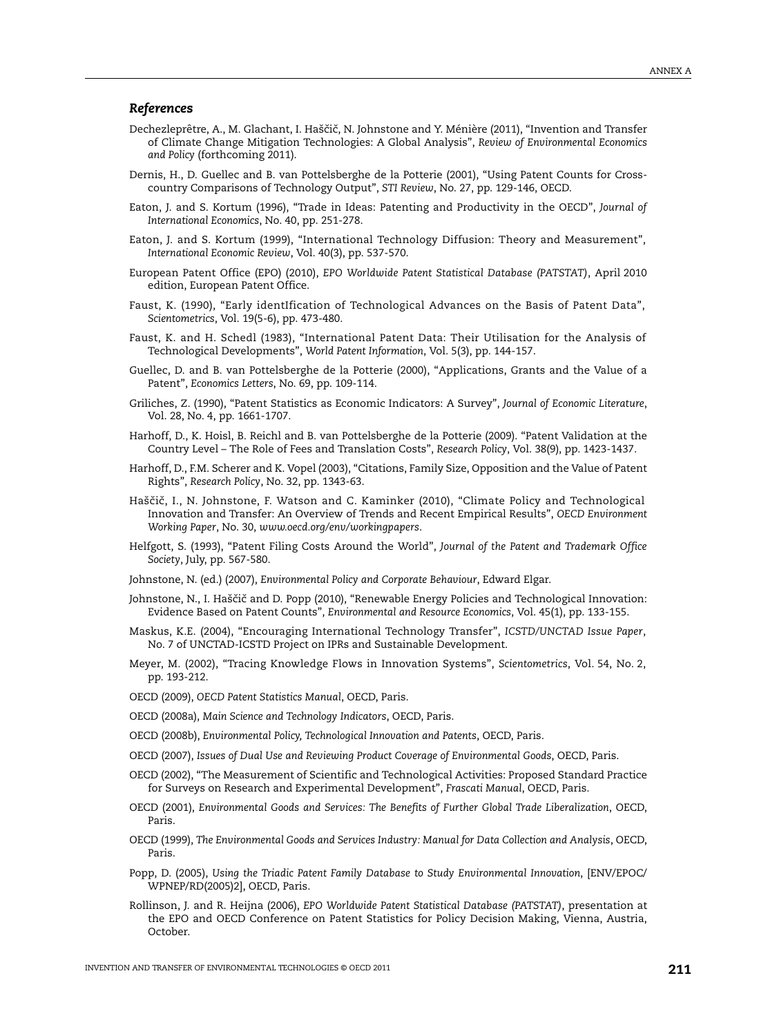### *References*

Dechezleprêtre, A., M. Glachant, I. Haščič, N. Johnstone and Y. Ménière (2011), "Invention and Transfer of Climate Change Mitigation Technologies: A Global Analysis", *Review of Environmental Economics and Policy* (forthcoming 2011).

Dernis, H., D. Guellec and B. van Pottelsberghe de la Potterie (2001), "Using Patent Counts for Cross-country Comparisons of Technology Output", *STI Review*, No. 27, pp. 129-146, OECD.

Eaton, J. and S. Kortum (1996), "Trade in Ideas: Patenting and Productivity in the OECD", *Journal of International Economics*, No. 40, pp. 251-278.

Eaton, J. and S. Kortum (1999), "International Technology Diffusion: Theory and Measurement", *International Economic Review*, Vol. 40(3), pp. 537-570.

European Patent Office (EPO) (2010), *EPO Worldwide Patent Statistical Database (PATSTAT)*, April 2010 edition, European Patent Office.

Faust, K. (1990), "Early identIfication of Technological Advances on the Basis of Patent Data", *Scientometrics*, Vol. 19(5-6), pp. 473-480.

Faust, K. and H. Schedl (1983), "International Patent Data: Their Utilisation for the Analysis of Technological Developments", *World Patent Information*, Vol. 5(3), pp. 144-157.

Guellec, D. and B. van Pottelsberghe de la Potterie (2000), "Applications, Grants and the Value of a Patent", *Economics Letters*, No. 69, pp. 109-114.

Griliches, Z. (1990), "Patent Statistics as Economic Indicators: A Survey", *Journal of Economic Literature*, Vol. 28, No. 4, pp. 1661-1707.

Harhoff, D., K. Hoisl, B. Reichl and B. van Pottelsberghe de la Potterie (2009). "Patent Validation at the Country Level – The Role of Fees and Translation Costs", *Research Policy*, Vol. 38(9), pp. 1423-1437.

Harhoff, D., F.M. Scherer and K. Vopel (2003), "Citations, Family Size, Opposition and the Value of Patent Rights", *Research Policy*, No. 32, pp. 1343-63.

Haščič, I., N. Johnstone, F. Watson and C. Kaminker (2010), "Climate Policy and Technological Innovation and Transfer: An Overview of Trends and Recent Empirical Results", *OECD Environment Working Paper*, No. 30, *www.oecd.org/env/workingpapers*.

Helfgott, S. (1993), "Patent Filing Costs Around the World", *Journal of the Patent and Trademark Office Society*, July, pp. 567-580.

Johnstone, N. (ed.) (2007), *Environmental Policy and Corporate Behaviour*, Edward Elgar.

Johnstone, N., I. Haščič and D. Popp (2010), "Renewable Energy Policies and Technological Innovation: Evidence Based on Patent Counts", *Environmental and Resource Economics*, Vol. 45(1), pp. 133-155.

Maskus, K.E. (2004), "Encouraging International Technology Transfer", *ICSTD/UNCTAD Issue Paper*, No. 7 of UNCTAD-ICSTD Project on IPRs and Sustainable Development.

Meyer, M. (2002), "Tracing Knowledge Flows in Innovation Systems", *Scientometrics*, Vol. 54, No. 2, pp. 193-212.

OECD (2009), *OECD Patent Statistics Manual*, OECD, Paris.

OECD (2008a), *Main Science and Technology Indicators*, OECD, Paris.

OECD (2008b), *Environmental Policy, Technological Innovation and Patents*, OECD, Paris.

OECD (2007), *Issues of Dual Use and Reviewing Product Coverage of Environmental Goods*, OECD, Paris.

OECD (2002), "The Measurement of Scientific and Technological Activities: Proposed Standard Practice for Surveys on Research and Experimental Development", *Frascati Manual*, OECD, Paris.

OECD (2001), *Environmental Goods and Services: The Benefits of Further Global Trade Liberalization*, OECD, Paris.

OECD (1999), *The Environmental Goods and Services Industry: Manual for Data Collection and Analysis*, OECD, Paris.

Popp, D. (2005), *Using the Triadic Patent Family Database to Study Environmental Innovation*, [ENV/EPOC/WPNEP/RD(2005)2], OECD, Paris.

Rollinson, J. and R. Heijna (2006), *EPO Worldwide Patent Statistical Database (PATSTAT)*, presentation at the EPO and OECD Conference on Patent Statistics for Policy Decision Making, Vienna, Austria, October.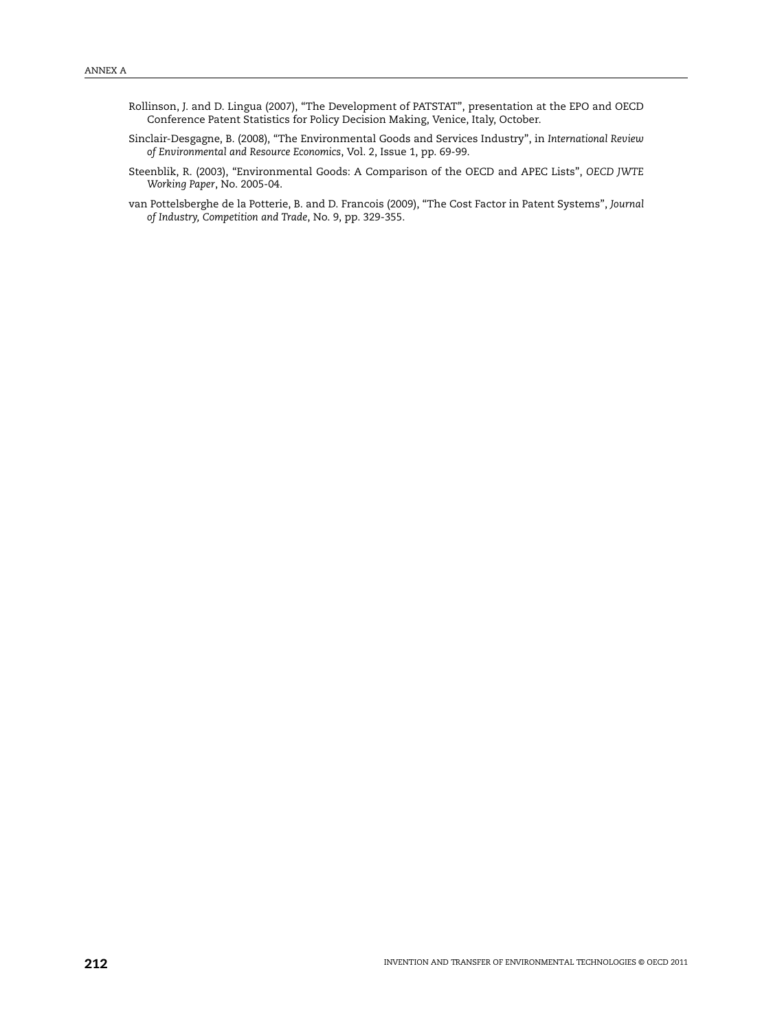Rollinson, J. and D. Lingua (2007), "The Development of PATSTAT", presentation at the EPO and OECD Conference Patent Statistics for Policy Decision Making, Venice, Italy, October.

Sinclair-Desgagne, B. (2008), "The Environmental Goods and Services Industry", in *International Review of Environmental and Resource Economics*, Vol. 2, Issue 1, pp. 69-99.

Steenblik, R. (2003), "Environmental Goods: A Comparison of the OECD and APEC Lists", *OECD JWTE Working Paper*, No. 2005-04.

van Pottelsberghe de la Potterie, B. and D. Francois (2009), "The Cost Factor in Patent Systems", *Journal of Industry, Competition and Trade*, No. 9, pp. 329-355.